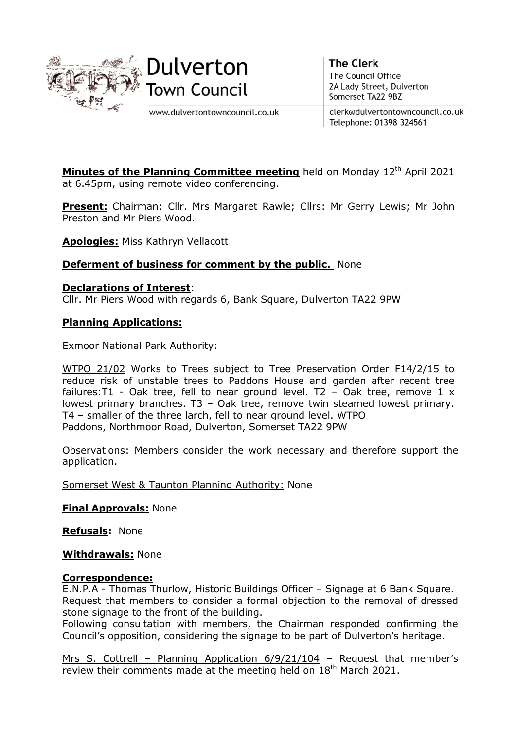Dulverton Town Council

www.dulvertontowncouncil.co.uk

**The Clerk**
The Council Office
2A Lady Street, Dulverton
Somerset TA22 9BZ

clerk@dulvertontowncouncil.co.uk
Telephone: 01398 324561

**Minutes of the Planning Committee meeting** held on Monday 12th April 2021 at 6.45pm, using remote video conferencing.

**Present:** Chairman: Cllr. Mrs Margaret Rawle; Cllrs: Mr Gerry Lewis; Mr John Preston and Mr Piers Wood.

**Apologies:** Miss Kathryn Vellacott

**Deferment of business for comment by the public.** None

**Declarations of Interest**:
Cllr. Mr Piers Wood with regards 6, Bank Square, Dulverton TA22 9PW

**Planning Applications:**

Exmoor National Park Authority:

WTPO 21/02 Works to Trees subject to Tree Preservation Order F14/2/15 to reduce risk of unstable trees to Paddons House and garden after recent tree failures:T1 - Oak tree, fell to near ground level. T2 – Oak tree, remove 1 x lowest primary branches. T3 – Oak tree, remove twin steamed lowest primary. T4 – smaller of the three larch, fell to near ground level. WTPO
Paddons, Northmoor Road, Dulverton, Somerset TA22 9PW

Observations: Members consider the work necessary and therefore support the application.

Somerset West & Taunton Planning Authority: None

**Final Approvals:** None

**Refusals:** None

**Withdrawals:** None

**Correspondence:**
E.N.P.A - Thomas Thurlow, Historic Buildings Officer – Signage at 6 Bank Square. Request that members to consider a formal objection to the removal of dressed stone signage to the front of the building.
Following consultation with members, the Chairman responded confirming the Council's opposition, considering the signage to be part of Dulverton's heritage.

Mrs S. Cottrell – Planning Application 6/9/21/104 – Request that member's review their comments made at the meeting held on 18th March 2021.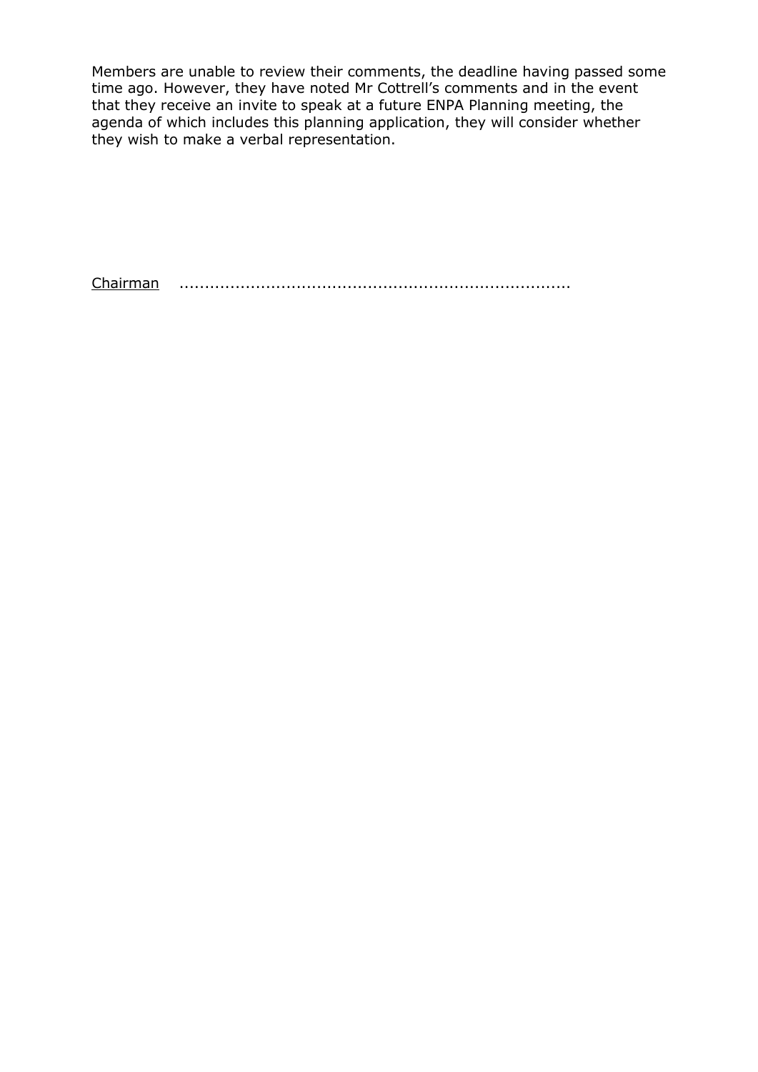Members are unable to review their comments, the deadline having passed some time ago. However, they have noted Mr Cottrell's comments and in the event that they receive an invite to speak at a future ENPA Planning meeting, the agenda of which includes this planning application, they will consider whether they wish to make a verbal representation.

Chairman ..........................................................................